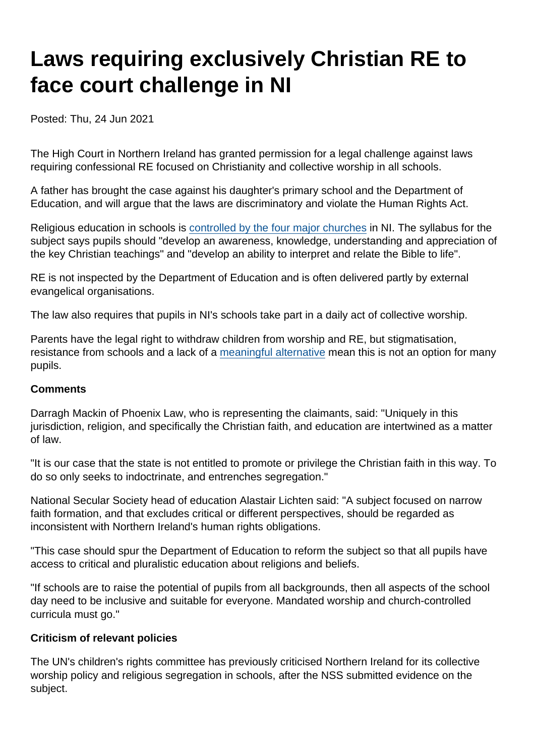# Laws requiring exclusively Christian RE to face court challenge in NI

Posted: Thu, 24 Jun 2021

The High Court in Northern Ireland has granted permission for a legal challenge against laws requiring confessional RE focused on Christianity and collective worship in all schools.

A father has brought the case against his daughter's primary school and the Department of Education, and will argue that the laws are discriminatory and violate the Human Rights Act.

Religious education in schools is controlled by the four major churches in NI. The syllabus for the subject says pupils should "develop an awareness, knowledge, understanding and appreciation of the key Christian teachings" and "develop an ability to interpret and relate the Bible to life".

RE is not inspected by the Department of Education and is often delivered partly by external evangelical organisations.

The law also requires that pupils in NI's schools take part in a daily act of collective worship.

Parents have the legal right to withdraw children from worship and RE, but stigmatisation, resistance from schools and a lack of a meaningful alternative mean this is not an option for many pupils.

**Comments**

Darragh Mackin of Phoenix Law, who is representing the claimants, said: "Uniquely in this jurisdiction, religion, and specifically the Christian faith, and education are intertwined as a matter of law.

"It is our case that the state is not entitled to promote or privilege the Christian faith in this way. To do so only seeks to indoctrinate, and entrenches segregation."

National Secular Society head of education Alastair Lichten said: "A subject focused on narrow faith formation, and that excludes critical or different perspectives, should be regarded as inconsistent with Northern Ireland's human rights obligations.

"This case should spur the Department of Education to reform the subject so that all pupils have access to critical and pluralistic education about religions and beliefs.

"If schools are to raise the potential of pupils from all backgrounds, then all aspects of the school day need to be inclusive and suitable for everyone. Mandated worship and church-controlled curricula must go."

**Criticism of relevant policies**

The UN's children's rights committee has previously criticised Northern Ireland for its collective worship policy and religious segregation in schools, after the NSS submitted evidence on the subject.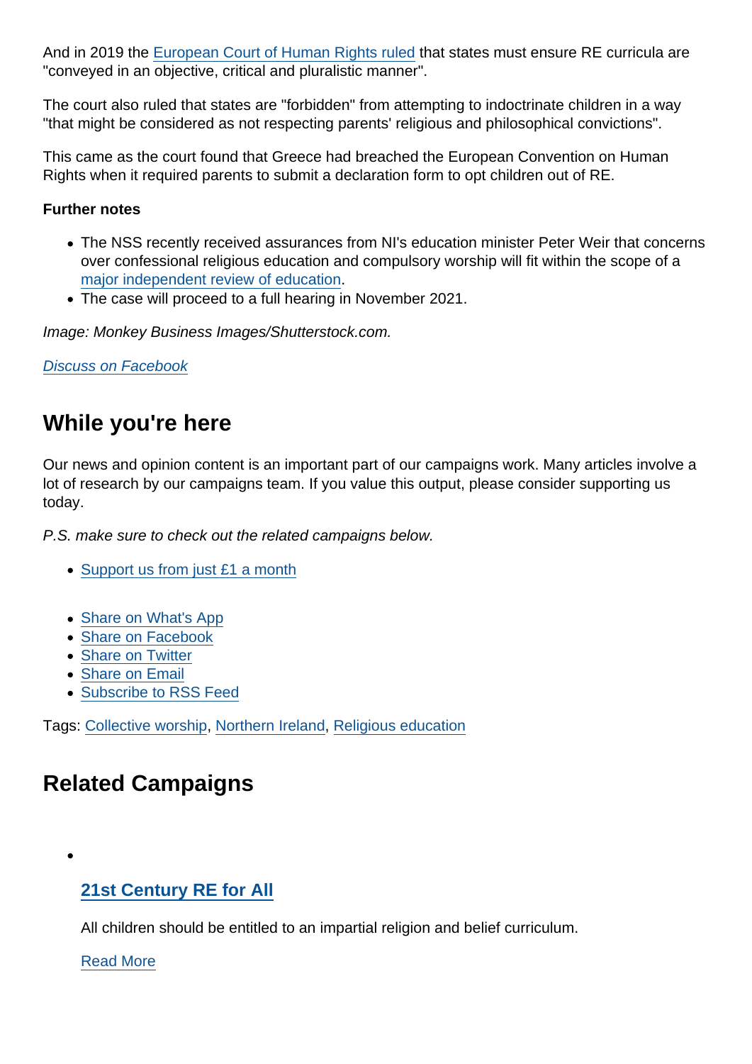And in 2019 the European Court of Human Rights ruled that states must ensure RE curricula are "conveyed in an objective, critical and pluralistic manner".

The court also ruled that states are "forbidden" from attempting to indoctrinate children in a way "that might be considered as not respecting parents' religious and philosophical convictions".

This came as the court found that Greece had breached the European Convention on Human Rights when it required parents to submit a declaration form to opt children out of RE.

**Further notes**

- The NSS recently received assurances from NI's education minister Peter Weir that concerns over confessional religious education and compulsory worship will fit within the scope of a major independent review of education.
- The case will proceed to a full hearing in November 2021.

*Image: Monkey Business Images/Shutterstock.com.*

*Discuss on Facebook*

## While you're here

Our news and opinion content is an important part of our campaigns work. Many articles involve a lot of research by our campaigns team. If you value this output, please consider supporting us today.

*P.S. make sure to check out the related campaigns below.*

- Support us from just £1 a month

- Share on What's App
- Share on Facebook
- Share on Twitter
- Share on Email
- Subscribe to RSS Feed

Tags: Collective worship, Northern Ireland, Religious education

## Related Campaigns

- ### 21st Century RE for All

  All children should be entitled to an impartial religion and belief curriculum.

  Read More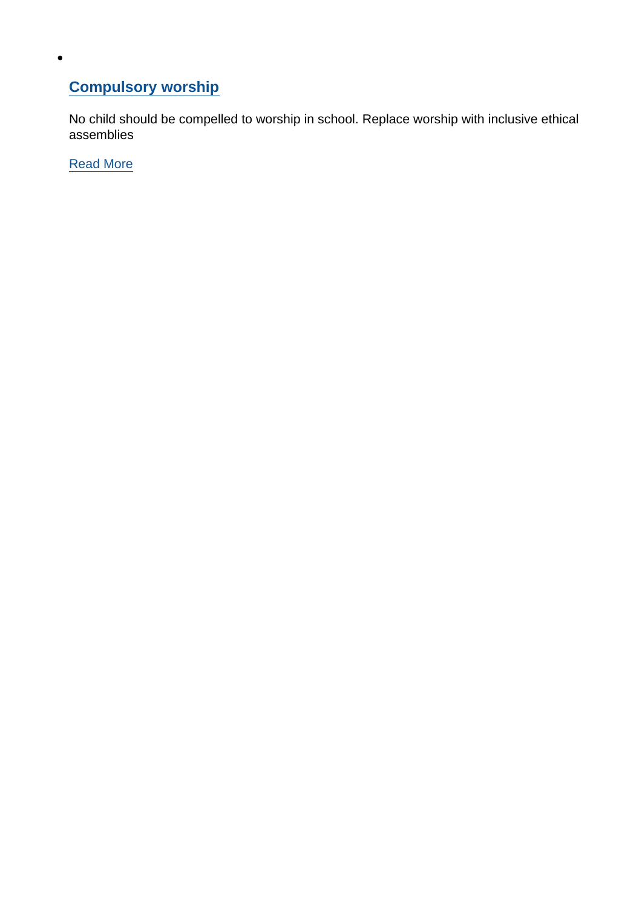- ### Compulsory worship

  No child should be compelled to worship in school. Replace worship with inclusive ethical assemblies

  Read More